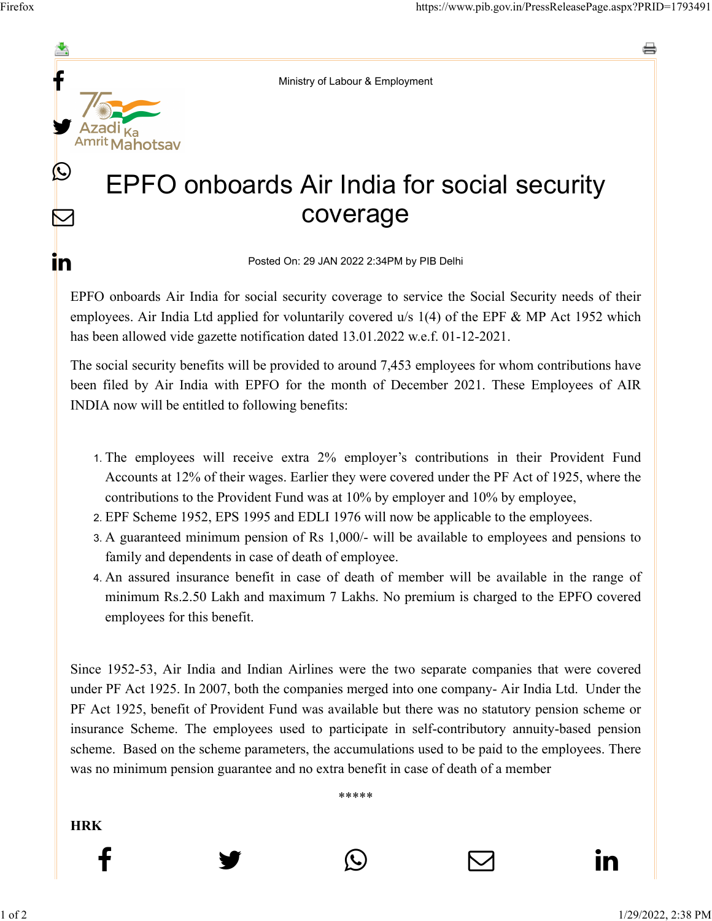Ministry of Labour & Employment

# EPFO onboards Air India for social security coverage

Posted On: 29 JAN 2022 2:34PM by PIB Delhi

EPFO onboards Air India for social security coverage to service the Social Security needs of their employees. Air India Ltd applied for voluntarily covered u/s 1(4) of the EPF & MP Act 1952 which has been allowed vide gazette notification dated 13.01.2022 w.e.f. 01-12-2021.

The social security benefits will be provided to around 7,453 employees for whom contributions have been filed by Air India with EPFO for the month of December 2021. These Employees of AIR INDIA now will be entitled to following benefits:

1. The employees will receive extra 2% employer's contributions in their Provident Fund Accounts at 12% of their wages. Earlier they were covered under the PF Act of 1925, where the contributions to the Provident Fund was at 10% by employer and 10% by employee,
2. EPF Scheme 1952, EPS 1995 and EDLI 1976 will now be applicable to the employees.
3. A guaranteed minimum pension of Rs 1,000/- will be available to employees and pensions to family and dependents in case of death of employee.
4. An assured insurance benefit in case of death of member will be available in the range of minimum Rs.2.50 Lakh and maximum 7 Lakhs. No premium is charged to the EPFO covered employees for this benefit.

Since 1952-53, Air India and Indian Airlines were the two separate companies that were covered under PF Act 1925. In 2007, both the companies merged into one company- Air India Ltd. Under the PF Act 1925, benefit of Provident Fund was available but there was no statutory pension scheme or insurance Scheme. The employees used to participate in self-contributory annuity-based pension scheme. Based on the scheme parameters, the accumulations used to be paid to the employees. There was no minimum pension guarantee and no extra benefit in case of death of a member

*****

**HRK**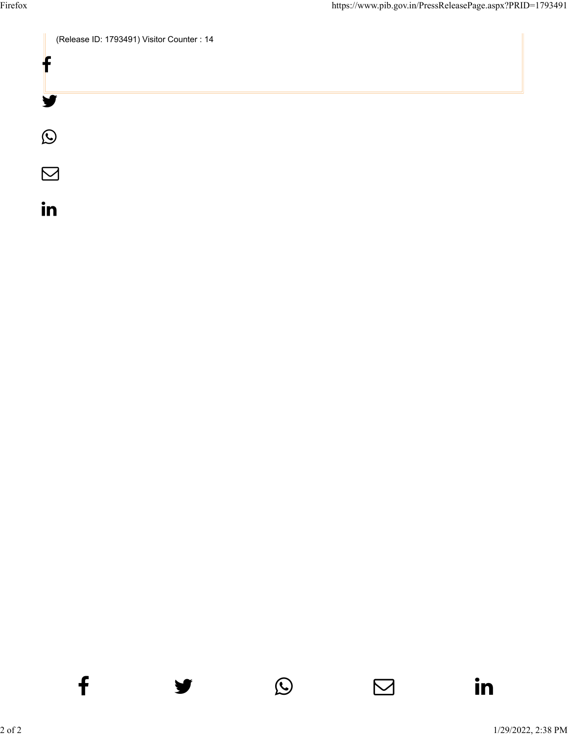(Release ID: 1793491) Visitor Counter : 14